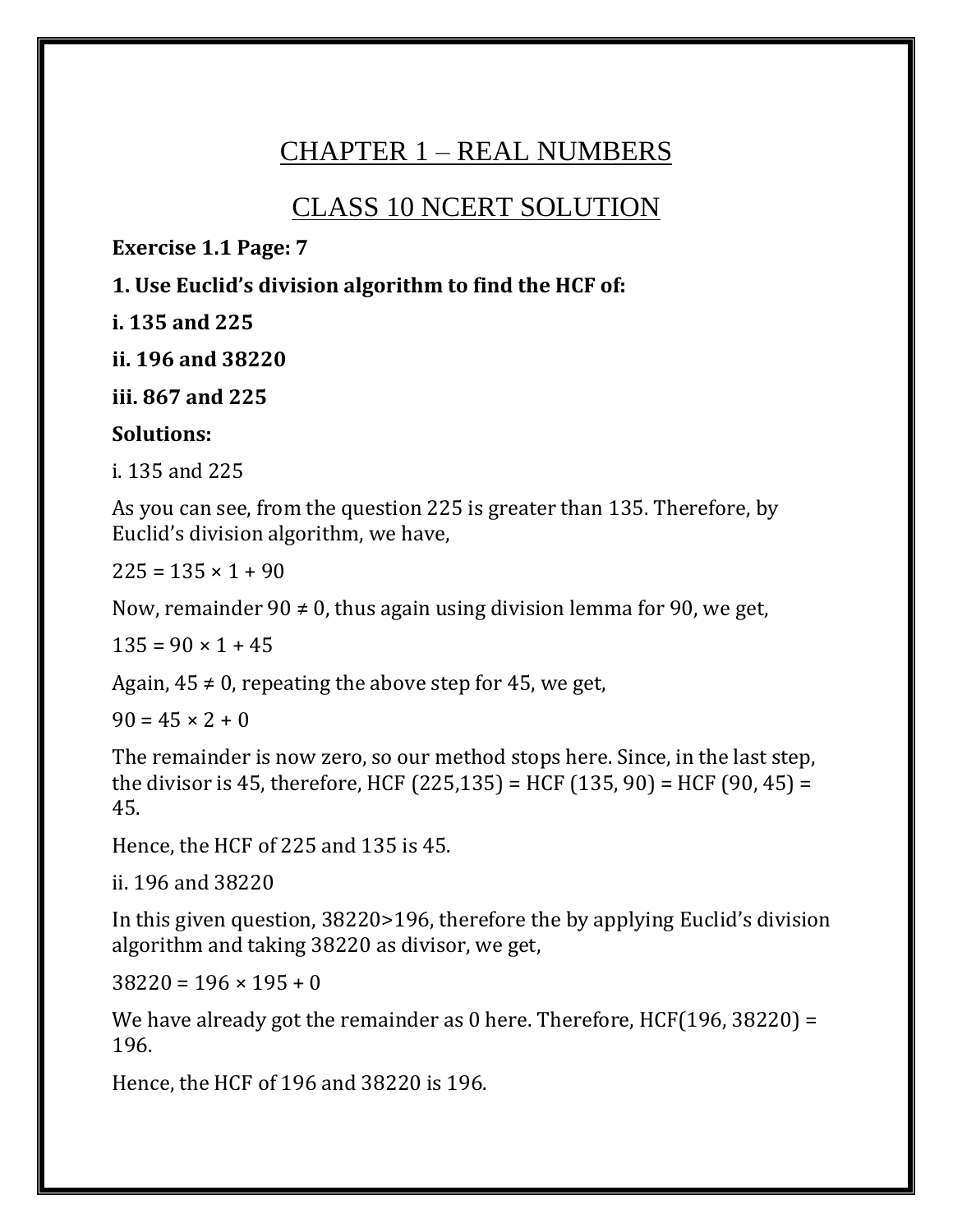# CHAPTER 1 – REAL NUMBERS

# CLASS 10 NCERT SOLUTION

**Exercise 1.1 Page: 7**

**1. Use Euclid's division algorithm to find the HCF of:**

**i. 135 and 225**

**ii. 196 and 38220**

**iii. 867 and 225**

**Solutions:**

i. 135 and 225

As you can see, from the question 225 is greater than 135. Therefore, by Euclid's division algorithm, we have,

$225 = 135 \times 1 + 90$

Now, remainder $90 \neq 0$, thus again using division lemma for 90, we get,

$135 = 90 \times 1 + 45$

Again, $45 \neq 0$, repeating the above step for 45, we get,

$90 = 45 \times 2 + 0$

The remainder is now zero, so our method stops here. Since, in the last step, the divisor is 45, therefore, HCF (225,135) = HCF (135, 90) = HCF (90, 45) = 45.

Hence, the HCF of 225 and 135 is 45.

ii. 196 and 38220

In this given question, 38220>196, therefore the by applying Euclid's division algorithm and taking 38220 as divisor, we get,

$38220 = 196 \times 195 + 0$

We have already got the remainder as 0 here. Therefore, HCF(196, 38220) = 196.

Hence, the HCF of 196 and 38220 is 196.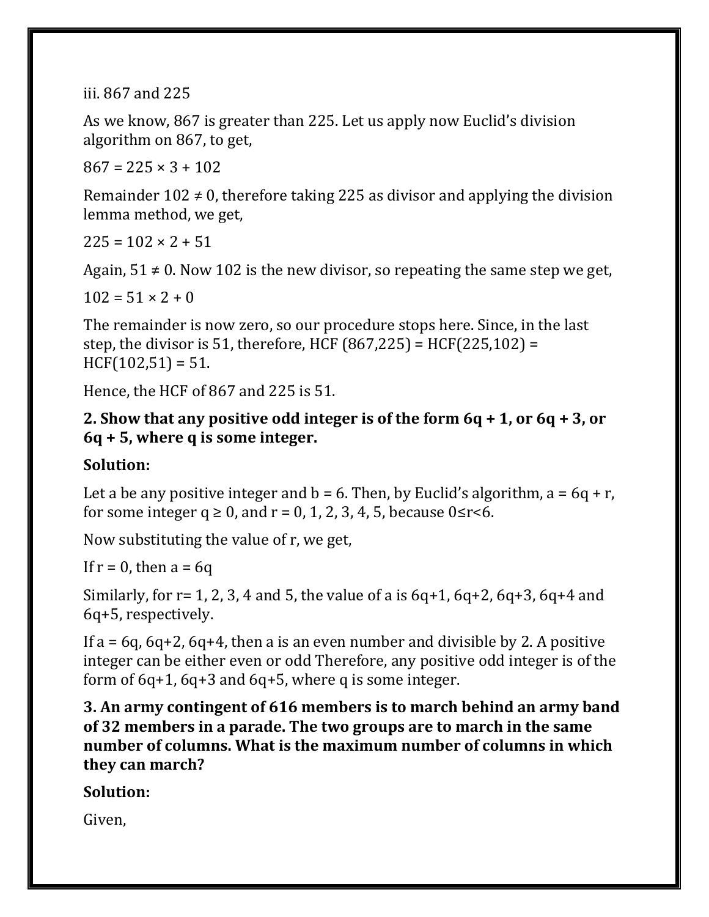iii. 867 and 225

As we know, 867 is greater than 225. Let us apply now Euclid's division algorithm on 867, to get,

$867 = 225 \times 3 + 102$

Remainder $102 \neq 0$, therefore taking 225 as divisor and applying the division lemma method, we get,

$225 = 102 \times 2 + 51$

Again, $51 \neq 0$. Now 102 is the new divisor, so repeating the same step we get,

$102 = 51 \times 2 + 0$

The remainder is now zero, so our procedure stops here. Since, in the last step, the divisor is 51, therefore, HCF (867,225) = HCF(225,102) = HCF(102,51) = 51.

Hence, the HCF of 867 and 225 is 51.

**2. Show that any positive odd integer is of the form 6q + 1, or 6q + 3, or 6q + 5, where q is some integer.**

**Solution:**

Let a be any positive integer and b = 6. Then, by Euclid's algorithm, $a = 6q + r$, for some integer $q \geq 0$, and r = 0, 1, 2, 3, 4, 5, because $0 \leq r < 6$.

Now substituting the value of r, we get,

If r = 0, then a = 6q

Similarly, for r= 1, 2, 3, 4 and 5, the value of a is 6q+1, 6q+2, 6q+3, 6q+4 and 6q+5, respectively.

If a = 6q, 6q+2, 6q+4, then a is an even number and divisible by 2. A positive integer can be either even or odd Therefore, any positive odd integer is of the form of 6q+1, 6q+3 and 6q+5, where q is some integer.

**3. An army contingent of 616 members is to march behind an army band of 32 members in a parade. The two groups are to march in the same number of columns. What is the maximum number of columns in which they can march?**

**Solution:**

Given,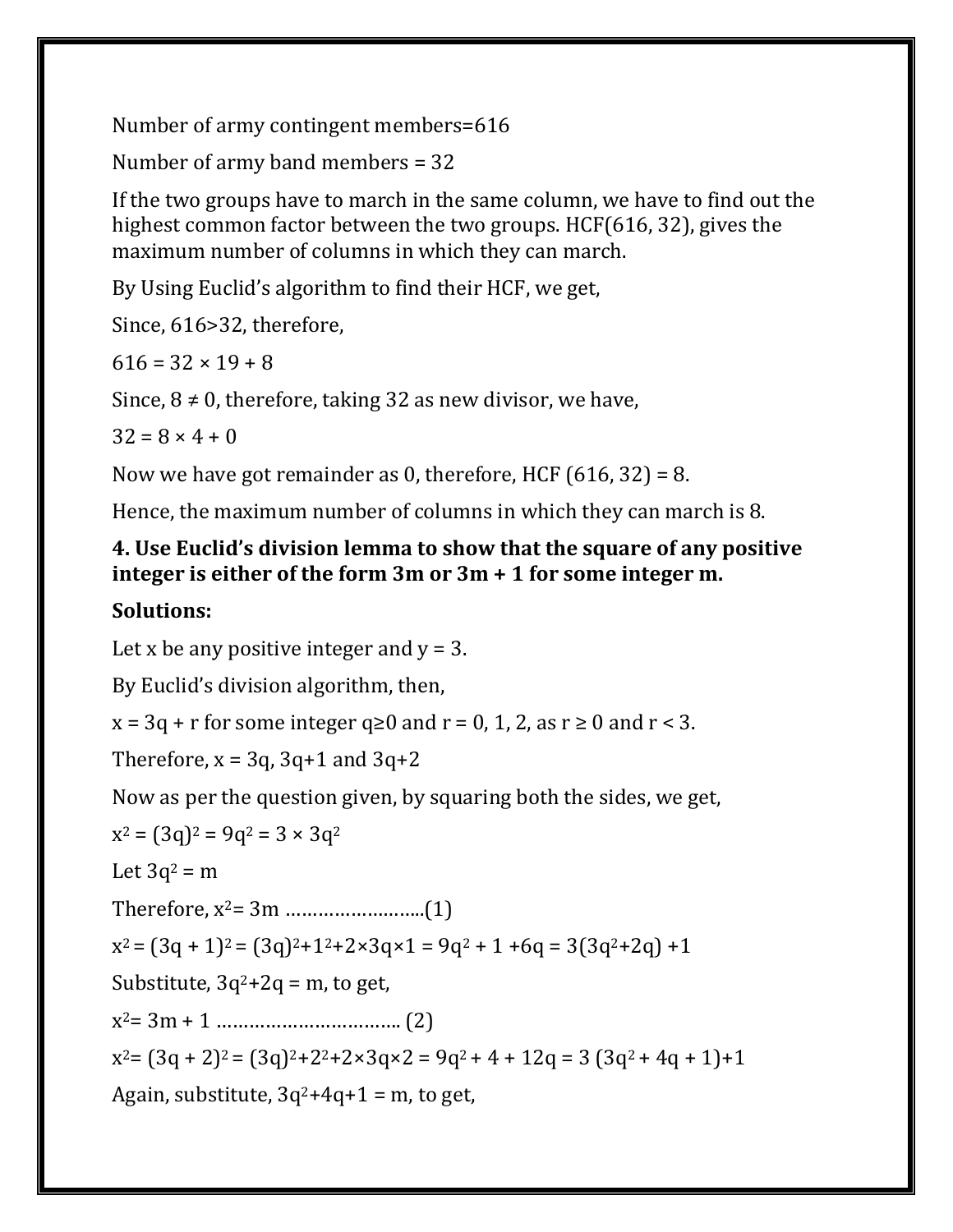Number of army contingent members=616

Number of army band members = 32

If the two groups have to march in the same column, we have to find out the highest common factor between the two groups. HCF(616, 32), gives the maximum number of columns in which they can march.

By Using Euclid's algorithm to find their HCF, we get,

Since, 616>32, therefore,

$616 = 32 \times 19 + 8$

Since, $8 \neq 0$, therefore, taking 32 as new divisor, we have,

$32 = 8 \times 4 + 0$

Now we have got remainder as 0, therefore, HCF (616, 32) = 8.

Hence, the maximum number of columns in which they can march is 8.

**4. Use Euclid's division lemma to show that the square of any positive integer is either of the form 3m or 3m + 1 for some integer m.**

**Solutions:**

Let x be any positive integer and y = 3.

By Euclid's division algorithm, then,

$x = 3q + r$ for some integer $q \geq 0$ and $r = 0, 1, 2$, as $r \geq 0$ and $r < 3$.

Therefore, $x = 3q$, $3q+1$ and $3q+2$

Now as per the question given, by squaring both the sides, we get,

$x^2 = (3q)^2 = 9q^2 = 3 \times 3q^2$

Let $3q^2 = m$

Therefore, $x^2 = 3m$ ……………………..(1)

$x^2 = (3q + 1)^2 = (3q)^2 + 1^2 + 2 \times 3q \times 1 = 9q^2 + 1 + 6q = 3(3q^2 + 2q) + 1$

Substitute, $3q^2 + 2q = m$, to get,

$x^2 = 3m + 1$ ……………………………. (2)

$x^2 = (3q + 2)^2 = (3q)^2 + 2^2 + 2 \times 3q \times 2 = 9q^2 + 4 + 12q = 3(3q^2 + 4q + 1) + 1$

Again, substitute, $3q^2 + 4q + 1 = m$, to get,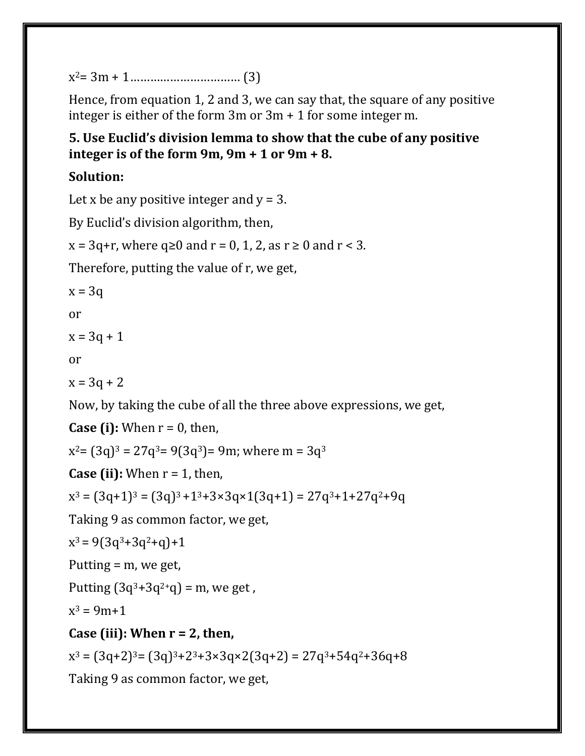$x^2 = 3m + 1$…………………………… (3)

Hence, from equation 1, 2 and 3, we can say that, the square of any positive integer is either of the form 3m or 3m + 1 for some integer m.

**5. Use Euclid's division lemma to show that the cube of any positive integer is of the form 9m, 9m + 1 or 9m + 8.**

**Solution:**

Let x be any positive integer and y = 3.

By Euclid's division algorithm, then,

$x = 3q+r$, where $q \geq 0$ and $r = 0, 1, 2$, as $r \geq 0$ and $r < 3$.

Therefore, putting the value of r, we get,

$x = 3q$

or

$x = 3q + 1$

or

$x = 3q + 2$

Now, by taking the cube of all the three above expressions, we get,

**Case (i):** When r = 0, then,

$x^2 = (3q)^3 = 27q^3 = 9(3q^3) = 9m$; where $m = 3q^3$

**Case (ii):** When r = 1, then,

$x^3 = (3q+1)^3 = (3q)^3 + 1^3 + 3 \times 3q \times 1(3q+1) = 27q^3 + 1 + 27q^2 + 9q$

Taking 9 as common factor, we get,

$x^3 = 9(3q^3 + 3q^2 + q) + 1$

Putting = m, we get,

Putting $(3q^3 + 3q^2 + q) = m$, we get ,

$x^3 = 9m + 1$

**Case (iii): When r = 2, then,**

$x^3 = (3q+2)^3 = (3q)^3 + 2^3 + 3 \times 3q \times 2(3q+2) = 27q^3 + 54q^2 + 36q + 8$

Taking 9 as common factor, we get,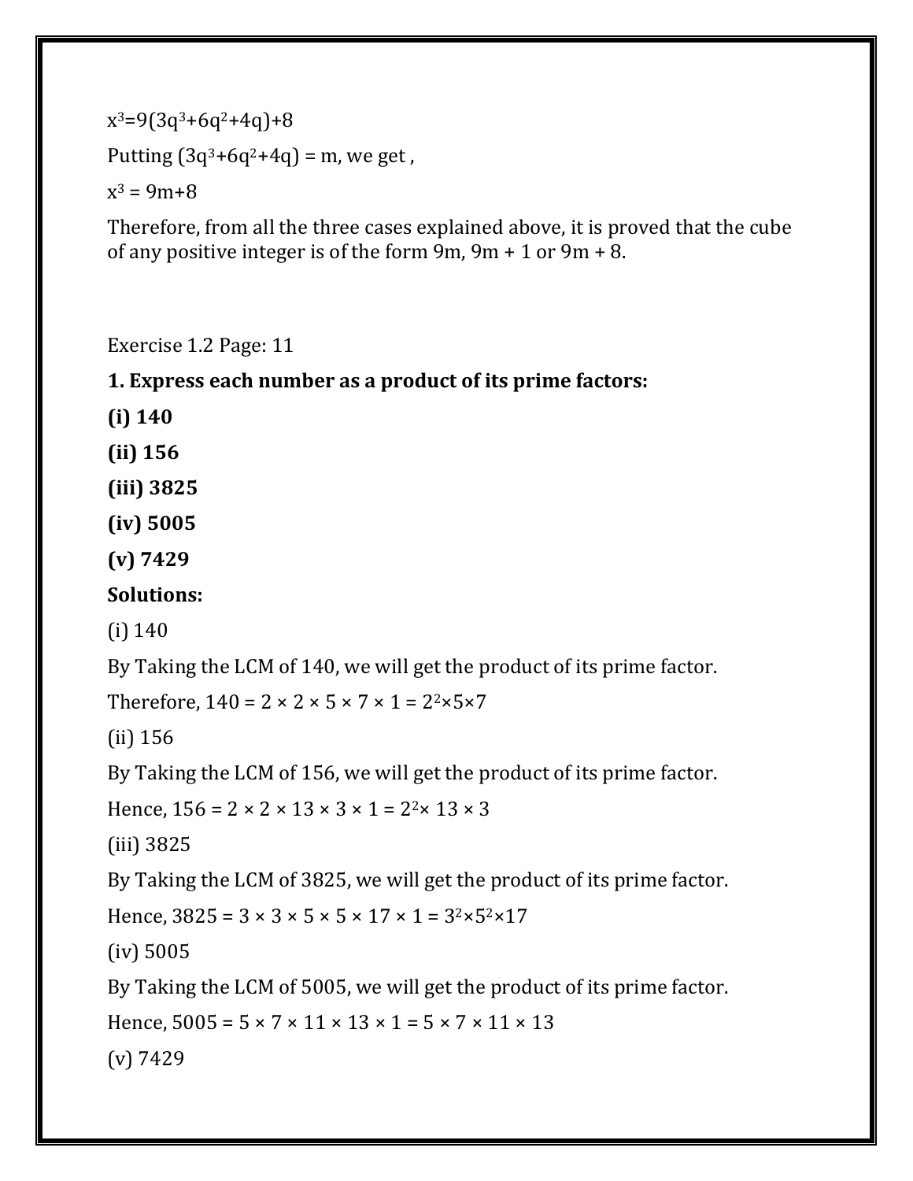$x^3=9(3q^3+6q^2+4q)+8$

Putting $(3q^3+6q^2+4q) = m$, we get ,

$x^3 = 9m+8$

Therefore, from all the three cases explained above, it is proved that the cube of any positive integer is of the form 9m, 9m + 1 or 9m + 8.

Exercise 1.2 Page: 11

**1. Express each number as a product of its prime factors:**

**(i) 140**

**(ii) 156**

**(iii) 3825**

**(iv) 5005**

**(v) 7429**

**Solutions:**

(i) 140

By Taking the LCM of 140, we will get the product of its prime factor.

Therefore, $140 = 2 \times 2 \times 5 \times 7 \times 1 = 2^2 \times 5 \times 7$

(ii) 156

By Taking the LCM of 156, we will get the product of its prime factor.

Hence, $156 = 2 \times 2 \times 13 \times 3 \times 1 = 2^2 \times 13 \times 3$

(iii) 3825

By Taking the LCM of 3825, we will get the product of its prime factor.

Hence, $3825 = 3 \times 3 \times 5 \times 5 \times 17 \times 1 = 3^2 \times 5^2 \times 17$

(iv) 5005

By Taking the LCM of 5005, we will get the product of its prime factor.

Hence, $5005 = 5 \times 7 \times 11 \times 13 \times 1 = 5 \times 7 \times 11 \times 13$

(v) 7429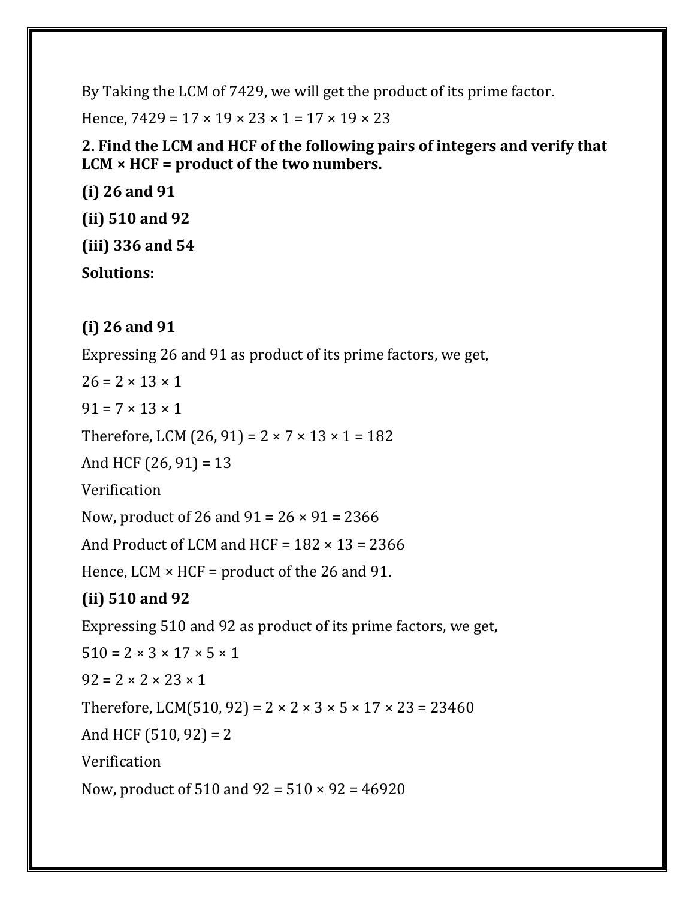By Taking the LCM of 7429, we will get the product of its prime factor.

Hence, $7429 = 17 \times 19 \times 23 \times 1 = 17 \times 19 \times 23$

**2. Find the LCM and HCF of the following pairs of integers and verify that LCM × HCF = product of the two numbers.**

**(i) 26 and 91**

**(ii) 510 and 92**

**(iii) 336 and 54**

**Solutions:**

**(i) 26 and 91**

Expressing 26 and 91 as product of its prime factors, we get,

$26 = 2 \times 13 \times 1$

$91 = 7 \times 13 \times 1$

Therefore, LCM $(26, 91) = 2 \times 7 \times 13 \times 1 = 182$

And HCF $(26, 91) = 13$

Verification

Now, product of 26 and 91 = $26 \times 91 = 2366$

And Product of LCM and HCF = $182 \times 13 = 2366$

Hence, LCM × HCF = product of the 26 and 91.

**(ii) 510 and 92**

Expressing 510 and 92 as product of its prime factors, we get,

$510 = 2 \times 3 \times 17 \times 5 \times 1$

$92 = 2 \times 2 \times 23 \times 1$

Therefore, LCM$(510, 92) = 2 \times 2 \times 3 \times 5 \times 17 \times 23 = 23460$

And HCF $(510, 92) = 2$

Verification

Now, product of 510 and 92 = $510 \times 92 = 46920$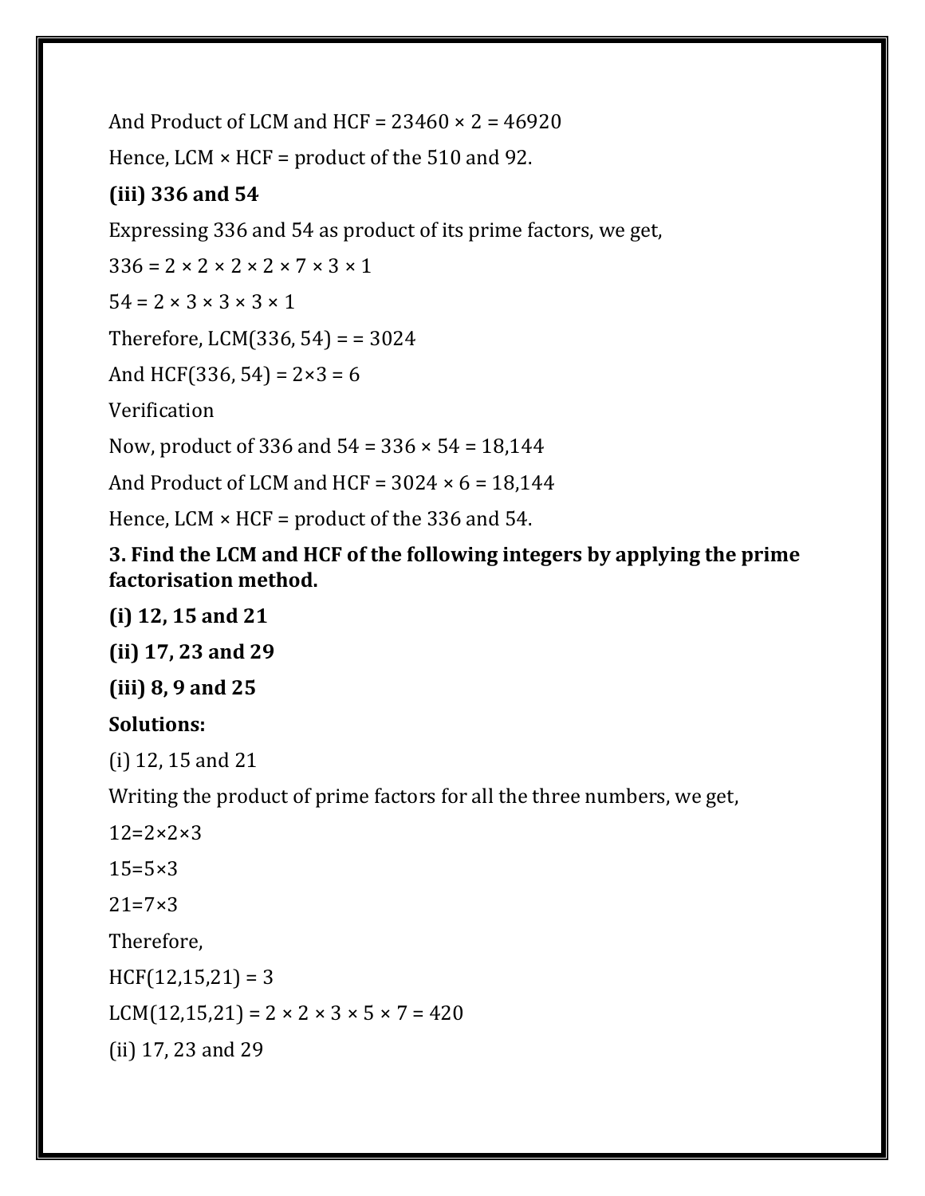And Product of LCM and HCF = 23460 × 2 = 46920

Hence, LCM × HCF = product of the 510 and 92.

**(iii) 336 and 54**

Expressing 336 and 54 as product of its prime factors, we get,

336 = 2 × 2 × 2 × 2 × 7 × 3 × 1

54 = 2 × 3 × 3 × 3 × 1

Therefore, LCM(336, 54) = = 3024

And HCF(336, 54) = 2×3 = 6

Verification

Now, product of 336 and 54 = 336 × 54 = 18,144

And Product of LCM and HCF = 3024 × 6 = 18,144

Hence, LCM × HCF = product of the 336 and 54.

**3. Find the LCM and HCF of the following integers by applying the prime factorisation method.**

**(i) 12, 15 and 21**

**(ii) 17, 23 and 29**

**(iii) 8, 9 and 25**

**Solutions:**

(i) 12, 15 and 21

Writing the product of prime factors for all the three numbers, we get,

12=2×2×3

15=5×3

21=7×3

Therefore,

HCF(12,15,21) = 3

LCM(12,15,21) = 2 × 2 × 3 × 5 × 7 = 420

(ii) 17, 23 and 29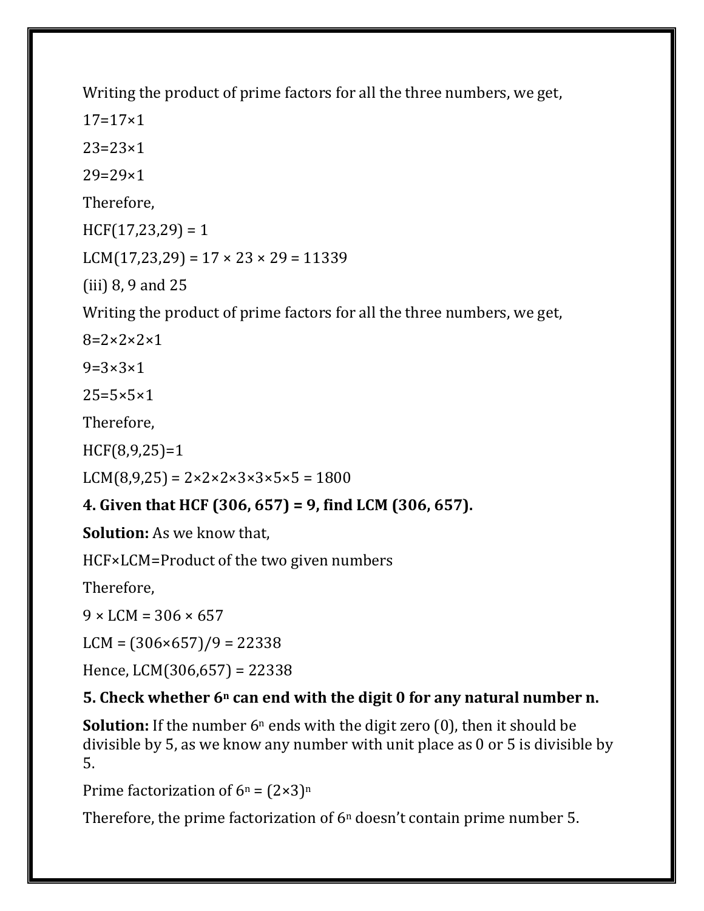Writing the product of prime factors for all the three numbers, we get,

17=17×1

23=23×1

29=29×1

Therefore,

HCF(17,23,29) = 1

LCM(17,23,29) = 17 × 23 × 29 = 11339

(iii) 8, 9 and 25

Writing the product of prime factors for all the three numbers, we get,

8=2×2×2×1

9=3×3×1

25=5×5×1

Therefore,

HCF(8,9,25)=1

LCM(8,9,25) = 2×2×2×3×3×5×5 = 1800

**4. Given that HCF (306, 657) = 9, find LCM (306, 657).**

**Solution:** As we know that,

HCF×LCM=Product of the two given numbers

Therefore,

9 × LCM = 306 × 657

LCM = (306×657)/9 = 22338

Hence, LCM(306,657) = 22338

**5. Check whether $6^n$ can end with the digit 0 for any natural number n.**

**Solution:** If the number $6^n$ ends with the digit zero (0), then it should be divisible by 5, as we know any number with unit place as 0 or 5 is divisible by 5.

Prime factorization of $6^n = (2\times3)^n$

Therefore, the prime factorization of $6^n$ doesn't contain prime number 5.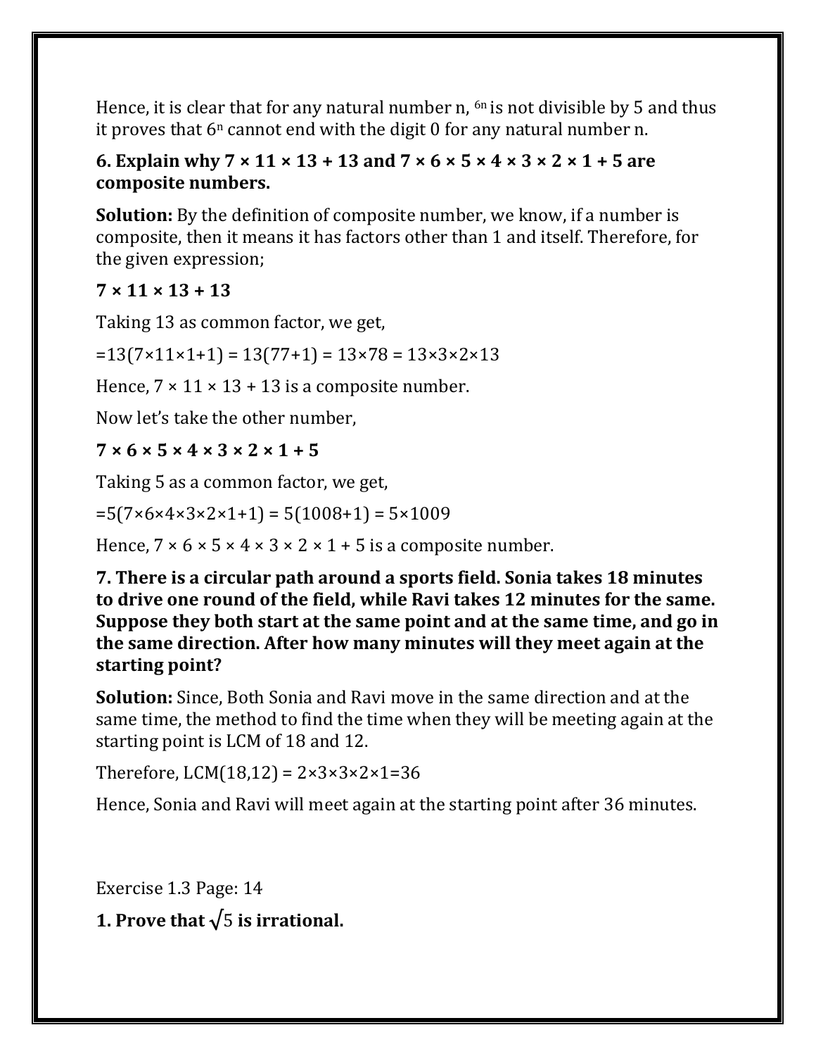Hence, it is clear that for any natural number n, $^{6n}$ is not divisible by 5 and thus it proves that $6^n$ cannot end with the digit 0 for any natural number n.

**6. Explain why 7 × 11 × 13 + 13 and 7 × 6 × 5 × 4 × 3 × 2 × 1 + 5 are composite numbers.**

**Solution:** By the definition of composite number, we know, if a number is composite, then it means it has factors other than 1 and itself. Therefore, for the given expression;

**7 × 11 × 13 + 13**

Taking 13 as common factor, we get,

$=13(7\times11\times1+1) = 13(77+1) = 13\times78 = 13\times3\times2\times13$

Hence, 7 × 11 × 13 + 13 is a composite number.

Now let's take the other number,

**7 × 6 × 5 × 4 × 3 × 2 × 1 + 5**

Taking 5 as a common factor, we get,

$=5(7\times6\times4\times3\times2\times1+1) = 5(1008+1) = 5\times1009$

Hence, 7 × 6 × 5 × 4 × 3 × 2 × 1 + 5 is a composite number.

**7. There is a circular path around a sports field. Sonia takes 18 minutes to drive one round of the field, while Ravi takes 12 minutes for the same. Suppose they both start at the same point and at the same time, and go in the same direction. After how many minutes will they meet again at the starting point?**

**Solution:** Since, Both Sonia and Ravi move in the same direction and at the same time, the method to find the time when they will be meeting again at the starting point is LCM of 18 and 12.

Therefore, $LCM(18,12) = 2\times3\times3\times2\times1=36$

Hence, Sonia and Ravi will meet again at the starting point after 36 minutes.

Exercise 1.3 Page: 14

**1. Prove that $\sqrt{5}$ is irrational.**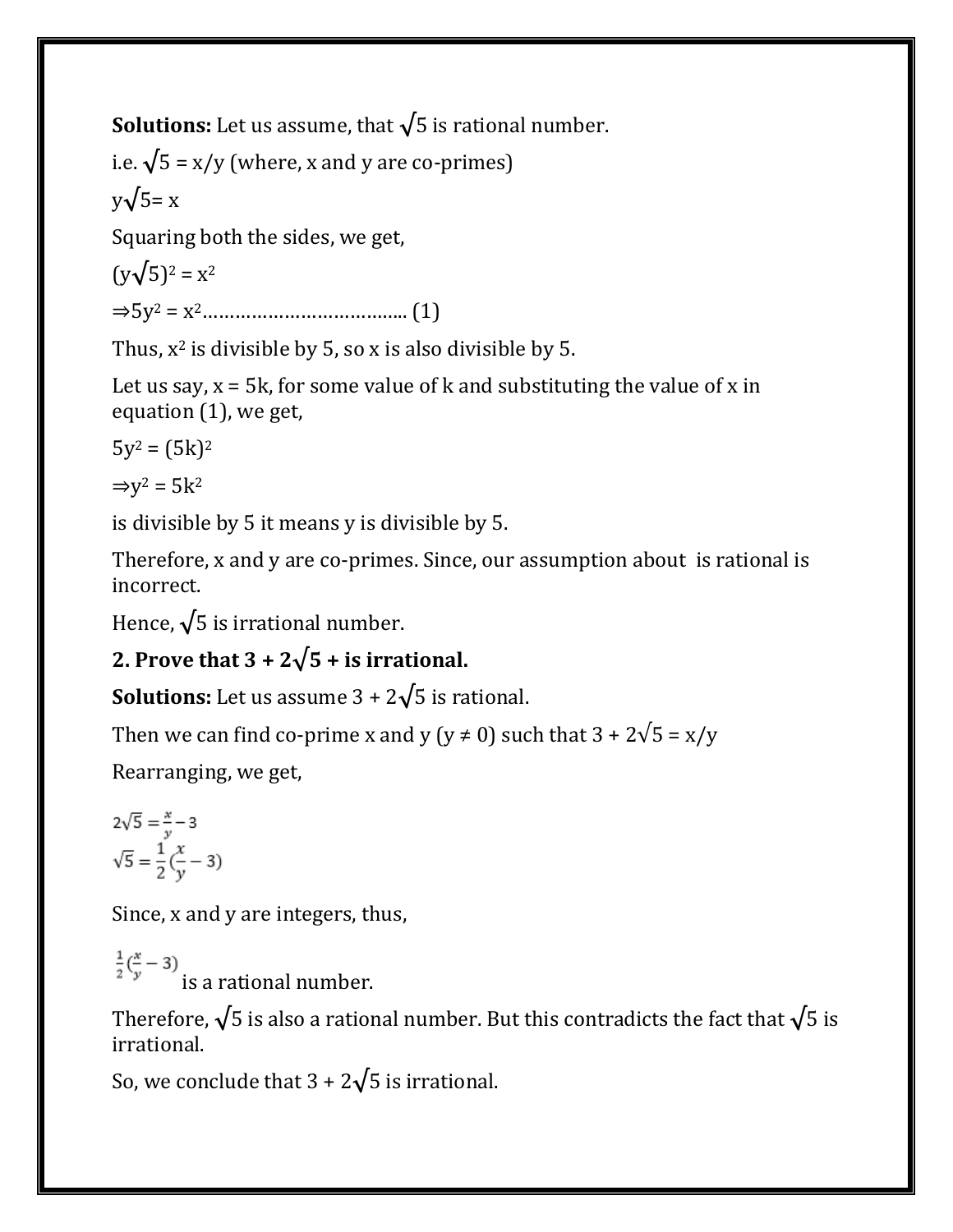**Solutions:** Let us assume, that $\sqrt{5}$ is rational number.

i.e. $\sqrt{5} = x/y$ (where, x and y are co-primes)

$y\sqrt{5}= x$

Squaring both the sides, we get,

$(y\sqrt{5})^2 = x^2$

$\Rightarrow 5y^2 = x^2$……………………………….. (1)

Thus, $x^2$ is divisible by 5, so x is also divisible by 5.

Let us say, x = 5k, for some value of k and substituting the value of x in equation (1), we get,

$5y^2 = (5k)^2$

$\Rightarrow y^2 = 5k^2$

is divisible by 5 it means y is divisible by 5.

Therefore, x and y are co-primes. Since, our assumption about is rational is incorrect.

Hence, $\sqrt{5}$ is irrational number.

**2. Prove that 3 + 2√5 + is irrational.**

**Solutions:** Let us assume $3 + 2\sqrt{5}$ is rational.

Then we can find co-prime x and y ($y \neq 0$) such that $3 + 2\sqrt{5} = x/y$

Rearranging, we get,

$$2\sqrt{5} = \frac{x}{y} - 3$$
$$\sqrt{5} = \frac{1}{2}\left(\frac{x}{y} - 3\right)$$

Since, x and y are integers, thus,

$\frac{1}{2}\left(\frac{x}{y} - 3\right)$ is a rational number.

Therefore, $\sqrt{5}$ is also a rational number. But this contradicts the fact that $\sqrt{5}$ is irrational.

So, we conclude that $3 + 2\sqrt{5}$ is irrational.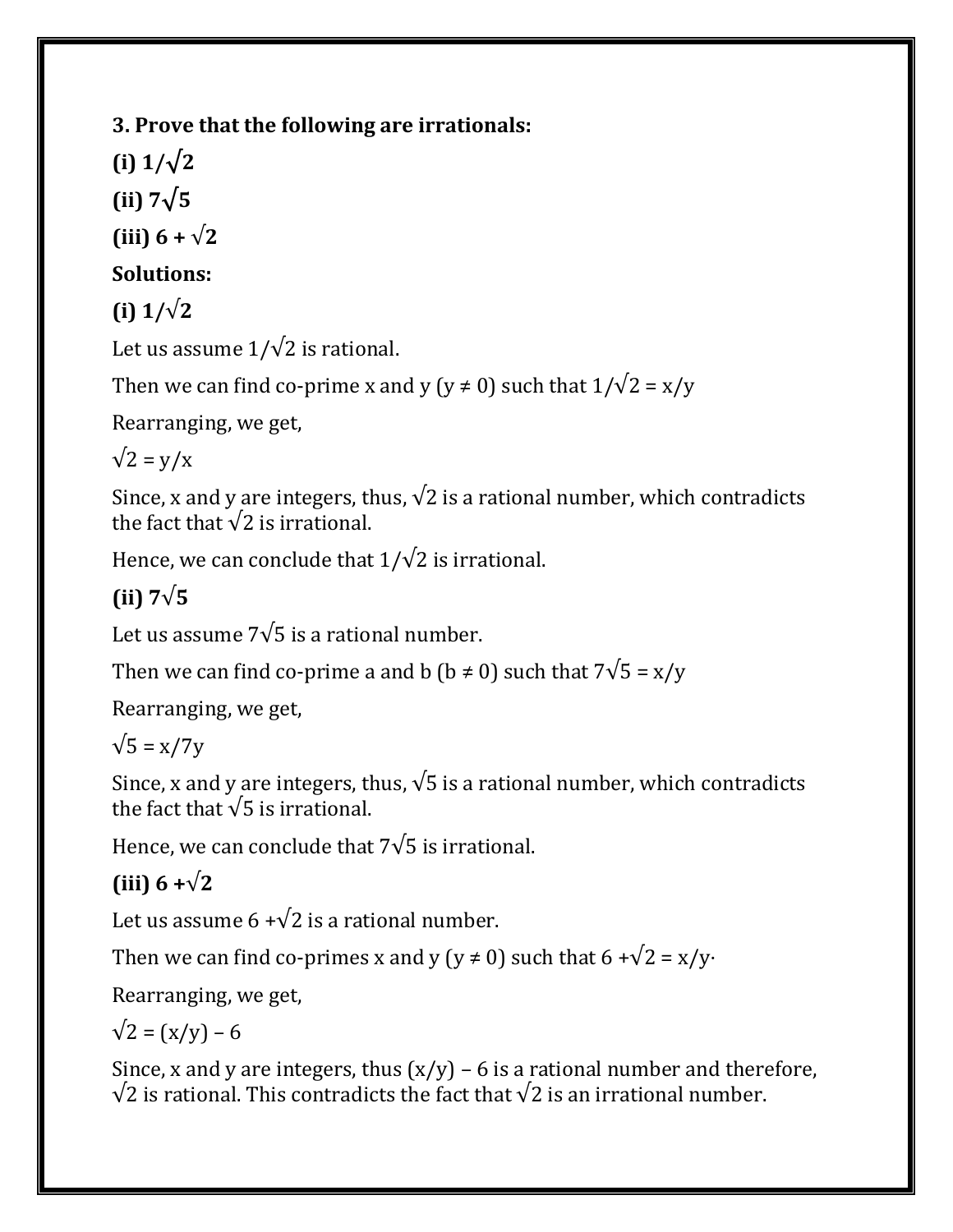**3. Prove that the following are irrationals:**

**(i) $1/\sqrt{2}$**

**(ii) $7\sqrt{5}$**

**(iii) $6 + \sqrt{2}$**

**Solutions:**

**(i) $1/\sqrt{2}$**

Let us assume $1/\sqrt{2}$ is rational.

Then we can find co-prime x and y ($y \neq 0$) such that $1/\sqrt{2} = x/y$

Rearranging, we get,

$\sqrt{2} = y/x$

Since, x and y are integers, thus, $\sqrt{2}$ is a rational number, which contradicts the fact that $\sqrt{2}$ is irrational.

Hence, we can conclude that $1/\sqrt{2}$ is irrational.

**(ii) $7\sqrt{5}$**

Let us assume $7\sqrt{5}$ is a rational number.

Then we can find co-prime a and b ($b \neq 0$) such that $7\sqrt{5} = x/y$

Rearranging, we get,

$\sqrt{5} = x/7y$

Since, x and y are integers, thus, $\sqrt{5}$ is a rational number, which contradicts the fact that $\sqrt{5}$ is irrational.

Hence, we can conclude that $7\sqrt{5}$ is irrational.

**(iii) $6 + \sqrt{2}$**

Let us assume $6 + \sqrt{2}$ is a rational number.

Then we can find co-primes x and y ($y \neq 0$) such that $6 + \sqrt{2} = x/y$·

Rearranging, we get,

$\sqrt{2} = (x/y) - 6$

Since, x and y are integers, thus $(x/y) - 6$ is a rational number and therefore, $\sqrt{2}$ is rational. This contradicts the fact that $\sqrt{2}$ is an irrational number.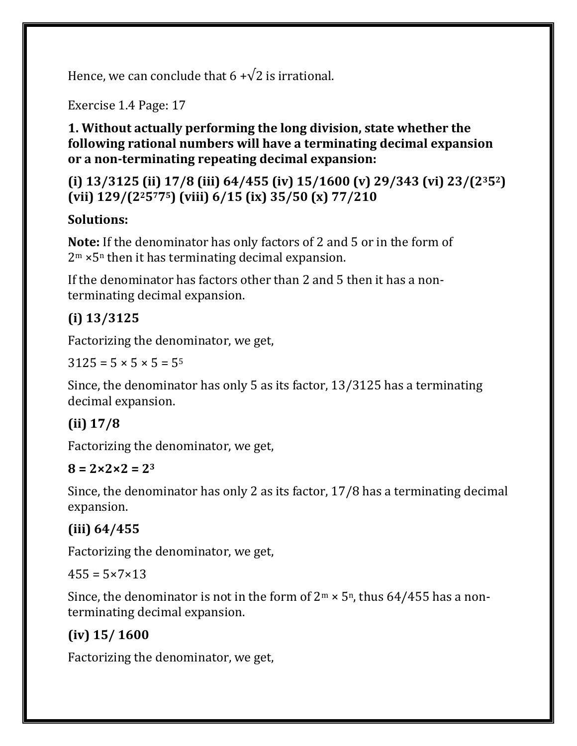Hence, we can conclude that $6 + \sqrt{2}$ is irrational.

Exercise 1.4 Page: 17

**1. Without actually performing the long division, state whether the following rational numbers will have a terminating decimal expansion or a non-terminating repeating decimal expansion:**

**(i) 13/3125 (ii) 17/8 (iii) 64/455 (iv) 15/1600 (v) 29/343 (vi) 23/($2^3 5^2$) (vii) 129/($2^2 5^7 7^5$) (viii) 6/15 (ix) 35/50 (x) 77/210**

**Solutions:**

**Note:** If the denominator has only factors of 2 and 5 or in the form of $2^m \times 5^n$ then it has terminating decimal expansion.

If the denominator has factors other than 2 and 5 then it has a non-terminating decimal expansion.

**(i) 13/3125**

Factorizing the denominator, we get,

$3125 = 5 \times 5 \times 5 = 5^5$

Since, the denominator has only 5 as its factor, 13/3125 has a terminating decimal expansion.

**(ii) 17/8**

Factorizing the denominator, we get,

$\mathbf{8 = 2 \times 2 \times 2 = 2^3}$

Since, the denominator has only 2 as its factor, 17/8 has a terminating decimal expansion.

**(iii) 64/455**

Factorizing the denominator, we get,

$455 = 5 \times 7 \times 13$

Since, the denominator is not in the form of $2^m \times 5^n$, thus 64/455 has a non-terminating decimal expansion.

**(iv) 15/ 1600**

Factorizing the denominator, we get,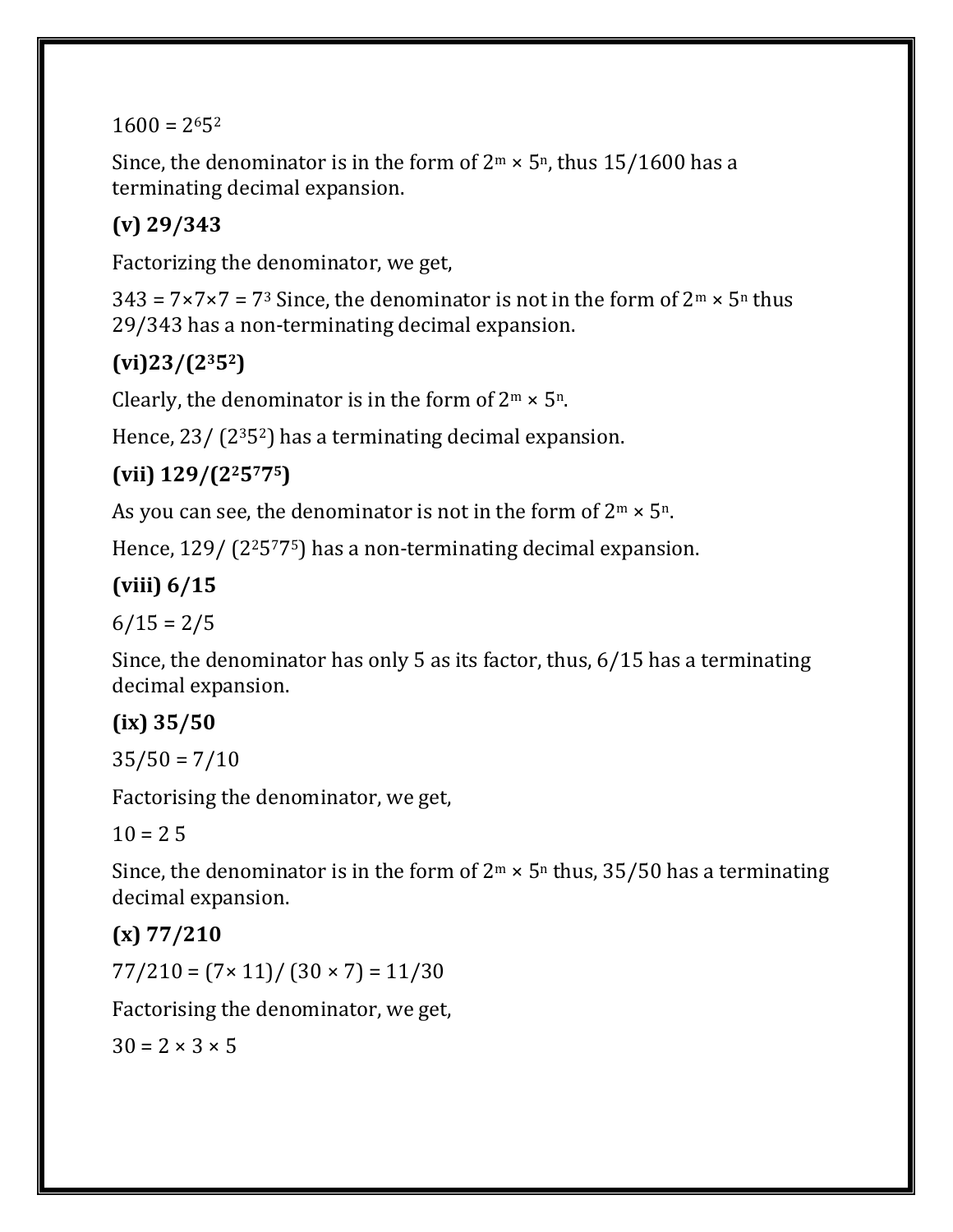$1600 = 2^6 5^2$

Since, the denominator is in the form of $2^m \times 5^n$, thus 15/1600 has a terminating decimal expansion.

**(v) 29/343**

Factorizing the denominator, we get,

$343 = 7 \times 7 \times 7 = 7^3$ Since, the denominator is not in the form of $2^m \times 5^n$ thus 29/343 has a non-terminating decimal expansion.

**(vi)23/($2^3 5^2$)**

Clearly, the denominator is in the form of $2^m \times 5^n$.

Hence, 23/ ($2^3 5^2$) has a terminating decimal expansion.

**(vii) 129/($2^2 5^7 7^5$)**

As you can see, the denominator is not in the form of $2^m \times 5^n$.

Hence, 129/ ($2^2 5^7 7^5$) has a non-terminating decimal expansion.

**(viii) 6/15**

6/15 = 2/5

Since, the denominator has only 5 as its factor, thus, 6/15 has a terminating decimal expansion.

**(ix) 35/50**

35/50 = 7/10

Factorising the denominator, we get,

10 = 2 5

Since, the denominator is in the form of $2^m \times 5^n$ thus, 35/50 has a terminating decimal expansion.

**(x) 77/210**

$77/210 = (7 \times 11)/ (30 \times 7) = 11/30$

Factorising the denominator, we get,

$30 = 2 \times 3 \times 5$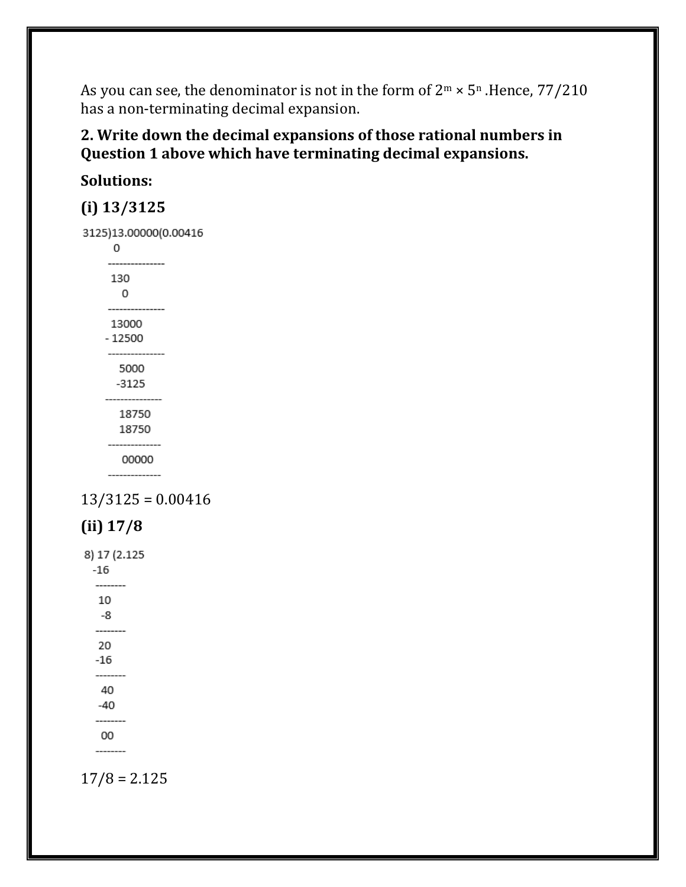As you can see, the denominator is not in the form of $2^m \times 5^n$ .Hence, 77/210 has a non-terminating decimal expansion.

**2. Write down the decimal expansions of those rational numbers in Question 1 above which have terminating decimal expansions.**

**Solutions:**

**(i) 13/3125**

```
3125)13.00000(0.00416
       0
   ---------------
      130
        0
   ---------------
      13000
    - 12500
   ---------------
        5000
       -3125
   ---------------
        18750
        18750
   --------------
         00000
   --------------
```

13/3125 = 0.00416

**(ii) 17/8**

```
8) 17 (2.125
  -16
  --------
    10
     -8
  --------
    20
   -16
  --------
    40
   -40
  --------
    00
  --------
```

17/8 = 2.125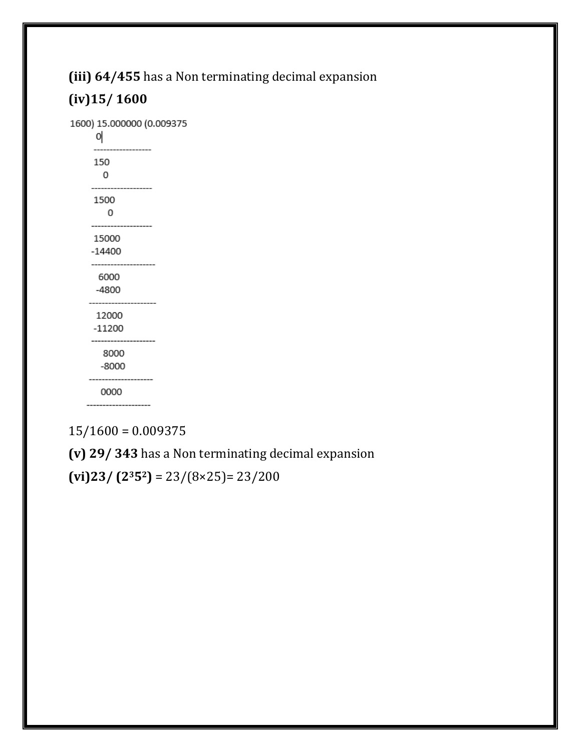**(iii) 64/455** has a Non terminating decimal expansion

**(iv)15/ 1600**

```
1600) 15.000000 (0.009375
       0
      ------------------
      150
        0
      -------------------
      1500
         0
      -------------------
      15000
     -14400
      --------------------
       6000
      -4800
     ---------------------
       12000
      -11200
      --------------------
        8000
       -8000
      --------------------
        0000
     --------------------
```

15/1600 = 0.009375

**(v) 29/ 343** has a Non terminating decimal expansion

**(vi)23/ ($2^3 5^2$)** = 23/(8×25)= 23/200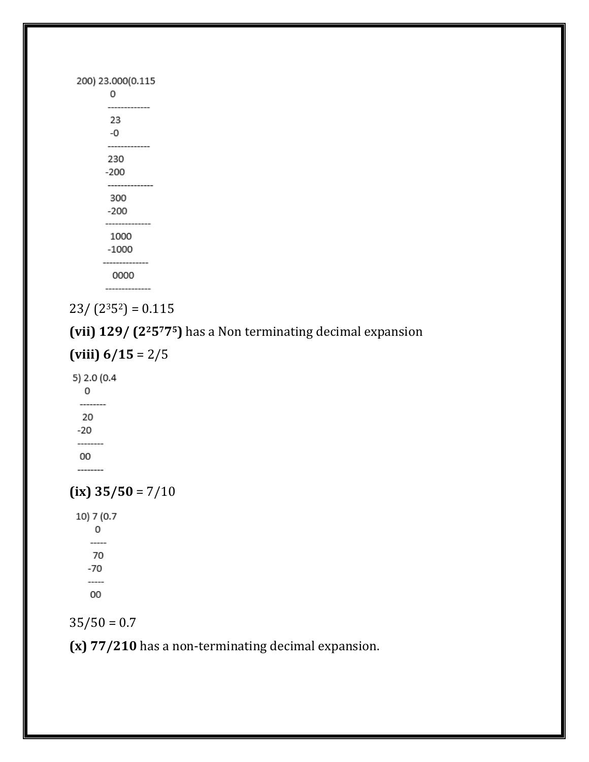```
200) 23.000(0.115
         0
       -------------
         23
         -0
       -------------
        230
       -200
       --------------
        300
       -200
       --------------
        1000
       -1000
      --------------
        0000
       --------------
```

$23/(2^3 5^2) = 0.115$

**(vii) $129/(2^2 5^7 7^5)$** has a Non terminating decimal expansion

**(viii) 6/15** = 2/5

```
5) 2.0 (0.4
    0
  --------
   20
  -20
  --------
   00
  --------
```

**(ix) 35/50** = 7/10

```
10) 7 (0.7
     0
    -----
     70
    -70
    -----
     00
```

35/50 = 0.7

**(x) 77/210** has a non-terminating decimal expansion.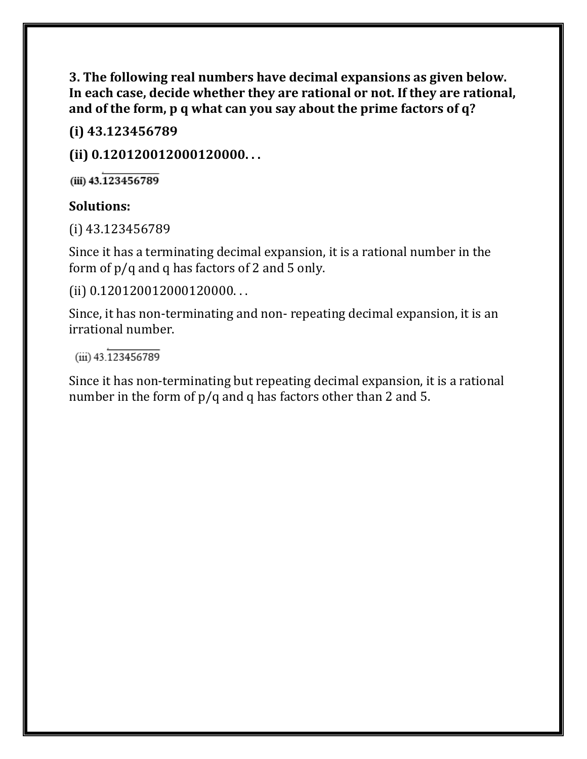**3. The following real numbers have decimal expansions as given below. In each case, decide whether they are rational or not. If they are rational, and of the form, p q what can you say about the prime factors of q?**

**(i) 43.123456789**

**(ii) 0.120120012000120000. . .**

**(iii) $43.\overline{123456789}$**

**Solutions:**

(i) 43.123456789

Since it has a terminating decimal expansion, it is a rational number in the form of p/q and q has factors of 2 and 5 only.

(ii) 0.120120012000120000. . .

Since, it has non-terminating and non- repeating decimal expansion, it is an irrational number.

(iii) $43.\overline{123456789}$

Since it has non-terminating but repeating decimal expansion, it is a rational number in the form of p/q and q has factors other than 2 and 5.